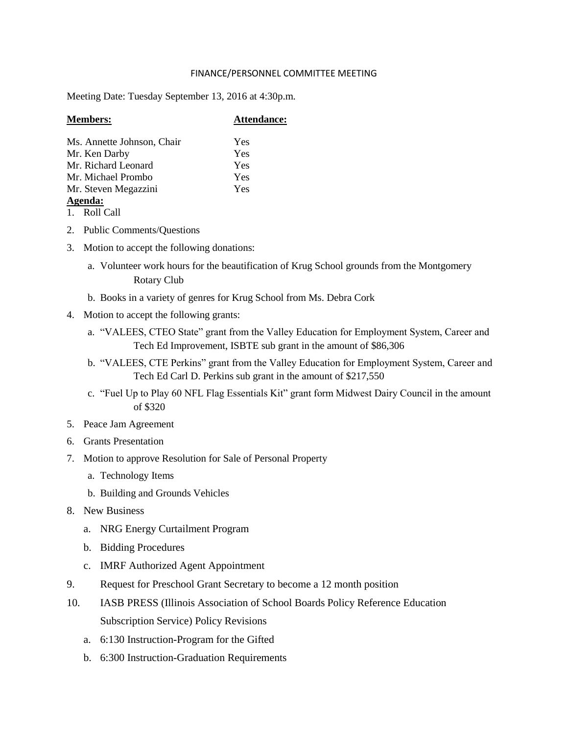# FINANCE/PERSONNEL COMMITTEE MEETING

Meeting Date: Tuesday September 13, 2016 at 4:30p.m.

| **Members:** | **Attendance:** |
|---|---|
| Ms. Annette Johnson, Chair | Yes |
| Mr. Ken Darby | Yes |
| Mr. Richard Leonard | Yes |
| Mr. Michael Prombo | Yes |
| Mr. Steven Megazzini | Yes |

**Agenda:**

1. Roll Call
2. Public Comments/Questions
3. Motion to accept the following donations:
   a. Volunteer work hours for the beautification of Krug School grounds from the Montgomery Rotary Club
   b. Books in a variety of genres for Krug School from Ms. Debra Cork
4. Motion to accept the following grants:
   a. "VALEES, CTEO State" grant from the Valley Education for Employment System, Career and Tech Ed Improvement, ISBTE sub grant in the amount of $86,306
   b. "VALEES, CTE Perkins" grant from the Valley Education for Employment System, Career and Tech Ed Carl D. Perkins sub grant in the amount of $217,550
   c. "Fuel Up to Play 60 NFL Flag Essentials Kit" grant form Midwest Dairy Council in the amount of $320
5. Peace Jam Agreement
6. Grants Presentation
7. Motion to approve Resolution for Sale of Personal Property
   a. Technology Items
   b. Building and Grounds Vehicles
8. New Business
   a. NRG Energy Curtailment Program
   b. Bidding Procedures
   c. IMRF Authorized Agent Appointment
9. Request for Preschool Grant Secretary to become a 12 month position
10. IASB PRESS (Illinois Association of School Boards Policy Reference Education Subscription Service) Policy Revisions
    a. 6:130 Instruction-Program for the Gifted
    b. 6:300 Instruction-Graduation Requirements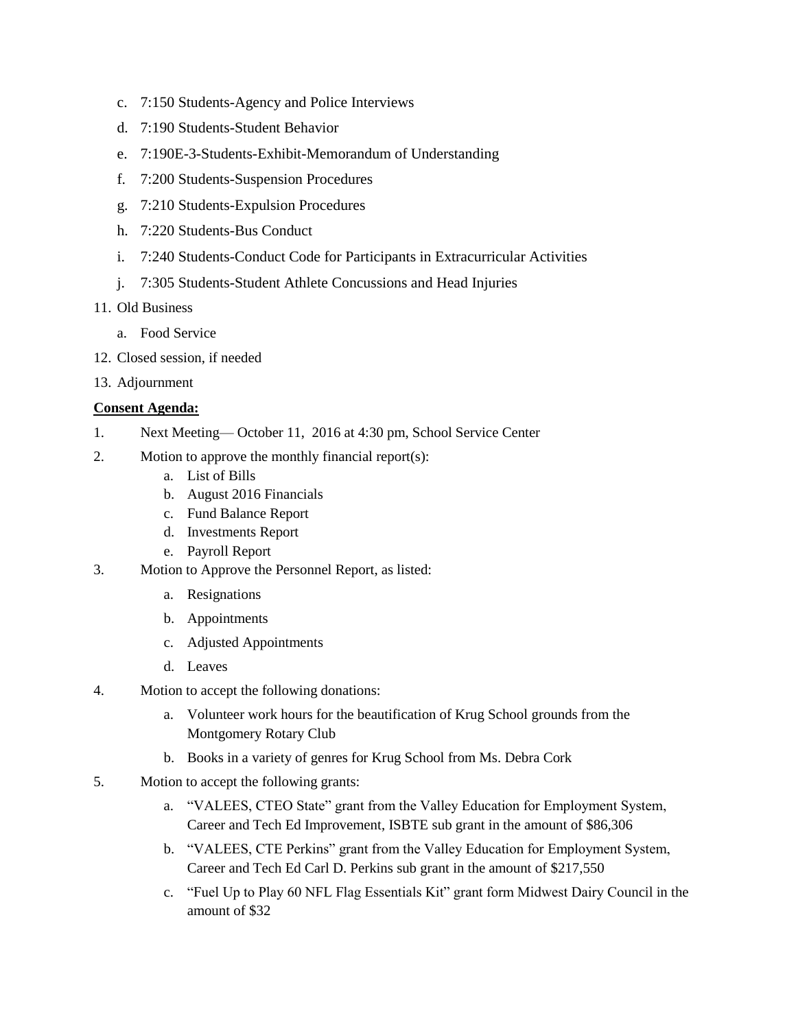c. 7:150 Students-Agency and Police Interviews

d. 7:190 Students-Student Behavior

e. 7:190E-3-Students-Exhibit-Memorandum of Understanding

f. 7:200 Students-Suspension Procedures

g. 7:210 Students-Expulsion Procedures

h. 7:220 Students-Bus Conduct

i. 7:240 Students-Conduct Code for Participants in Extracurricular Activities

j. 7:305 Students-Student Athlete Concussions and Head Injuries

11. Old Business
    a. Food Service
12. Closed session, if needed
13. Adjournment

**Consent Agenda:**

1. Next Meeting— October 11, 2016 at 4:30 pm, School Service Center
2. Motion to approve the monthly financial report(s):
   a. List of Bills
   b. August 2016 Financials
   c. Fund Balance Report
   d. Investments Report
   e. Payroll Report
3. Motion to Approve the Personnel Report, as listed:
   a. Resignations
   b. Appointments
   c. Adjusted Appointments
   d. Leaves
4. Motion to accept the following donations:
   a. Volunteer work hours for the beautification of Krug School grounds from the Montgomery Rotary Club
   b. Books in a variety of genres for Krug School from Ms. Debra Cork
5. Motion to accept the following grants:
   a. "VALEES, CTEO State" grant from the Valley Education for Employment System, Career and Tech Ed Improvement, ISBTE sub grant in the amount of $86,306
   b. "VALEES, CTE Perkins" grant from the Valley Education for Employment System, Career and Tech Ed Carl D. Perkins sub grant in the amount of $217,550
   c. "Fuel Up to Play 60 NFL Flag Essentials Kit" grant form Midwest Dairy Council in the amount of $32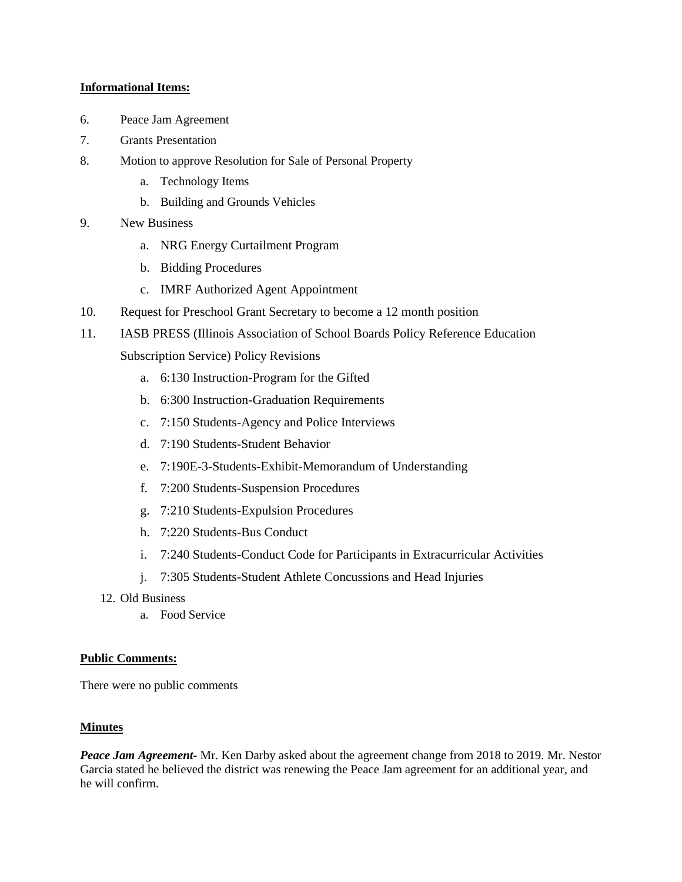**Informational Items:**

6. Peace Jam Agreement
7. Grants Presentation
8. Motion to approve Resolution for Sale of Personal Property
   a. Technology Items
   b. Building and Grounds Vehicles
9. New Business
   a. NRG Energy Curtailment Program
   b. Bidding Procedures
   c. IMRF Authorized Agent Appointment
10. Request for Preschool Grant Secretary to become a 12 month position
11. IASB PRESS (Illinois Association of School Boards Policy Reference Education Subscription Service) Policy Revisions
    a. 6:130 Instruction-Program for the Gifted
    b. 6:300 Instruction-Graduation Requirements
    c. 7:150 Students-Agency and Police Interviews
    d. 7:190 Students-Student Behavior
    e. 7:190E-3-Students-Exhibit-Memorandum of Understanding
    f. 7:200 Students-Suspension Procedures
    g. 7:210 Students-Expulsion Procedures
    h. 7:220 Students-Bus Conduct
    i. 7:240 Students-Conduct Code for Participants in Extracurricular Activities
    j. 7:305 Students-Student Athlete Concussions and Head Injuries
12. Old Business
    a. Food Service

**Public Comments:**

There were no public comments

**Minutes**

***Peace Jam Agreement-*** Mr. Ken Darby asked about the agreement change from 2018 to 2019. Mr. Nestor Garcia stated he believed the district was renewing the Peace Jam agreement for an additional year, and he will confirm.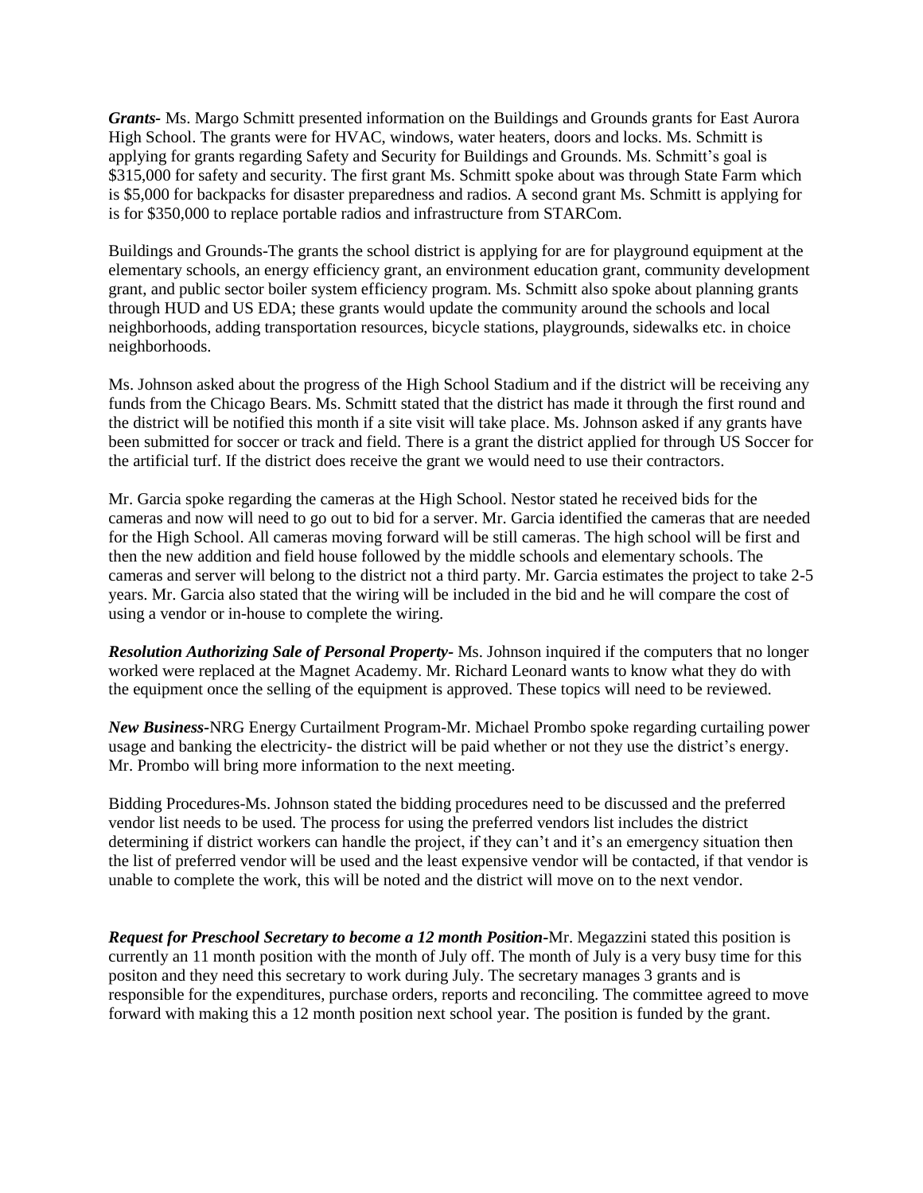***Grants***- Ms. Margo Schmitt presented information on the Buildings and Grounds grants for East Aurora High School. The grants were for HVAC, windows, water heaters, doors and locks. Ms. Schmitt is applying for grants regarding Safety and Security for Buildings and Grounds. Ms. Schmitt's goal is $315,000 for safety and security. The first grant Ms. Schmitt spoke about was through State Farm which is $5,000 for backpacks for disaster preparedness and radios. A second grant Ms. Schmitt is applying for is for $350,000 to replace portable radios and infrastructure from STARCom.

Buildings and Grounds-The grants the school district is applying for are for playground equipment at the elementary schools, an energy efficiency grant, an environment education grant, community development grant, and public sector boiler system efficiency program. Ms. Schmitt also spoke about planning grants through HUD and US EDA; these grants would update the community around the schools and local neighborhoods, adding transportation resources, bicycle stations, playgrounds, sidewalks etc. in choice neighborhoods.

Ms. Johnson asked about the progress of the High School Stadium and if the district will be receiving any funds from the Chicago Bears. Ms. Schmitt stated that the district has made it through the first round and the district will be notified this month if a site visit will take place. Ms. Johnson asked if any grants have been submitted for soccer or track and field. There is a grant the district applied for through US Soccer for the artificial turf. If the district does receive the grant we would need to use their contractors.

Mr. Garcia spoke regarding the cameras at the High School. Nestor stated he received bids for the cameras and now will need to go out to bid for a server. Mr. Garcia identified the cameras that are needed for the High School. All cameras moving forward will be still cameras. The high school will be first and then the new addition and field house followed by the middle schools and elementary schools. The cameras and server will belong to the district not a third party. Mr. Garcia estimates the project to take 2-5 years. Mr. Garcia also stated that the wiring will be included in the bid and he will compare the cost of using a vendor or in-house to complete the wiring.

***Resolution Authorizing Sale of Personal Property***- Ms. Johnson inquired if the computers that no longer worked were replaced at the Magnet Academy. Mr. Richard Leonard wants to know what they do with the equipment once the selling of the equipment is approved. These topics will need to be reviewed.

***New Business***-NRG Energy Curtailment Program-Mr. Michael Prombo spoke regarding curtailing power usage and banking the electricity- the district will be paid whether or not they use the district's energy. Mr. Prombo will bring more information to the next meeting.

Bidding Procedures-Ms. Johnson stated the bidding procedures need to be discussed and the preferred vendor list needs to be used. The process for using the preferred vendors list includes the district determining if district workers can handle the project, if they can't and it's an emergency situation then the list of preferred vendor will be used and the least expensive vendor will be contacted, if that vendor is unable to complete the work, this will be noted and the district will move on to the next vendor.

***Request for Preschool Secretary to become a 12 month Position***-Mr. Megazzini stated this position is currently an 11 month position with the month of July off. The month of July is a very busy time for this positon and they need this secretary to work during July. The secretary manages 3 grants and is responsible for the expenditures, purchase orders, reports and reconciling. The committee agreed to move forward with making this a 12 month position next school year. The position is funded by the grant.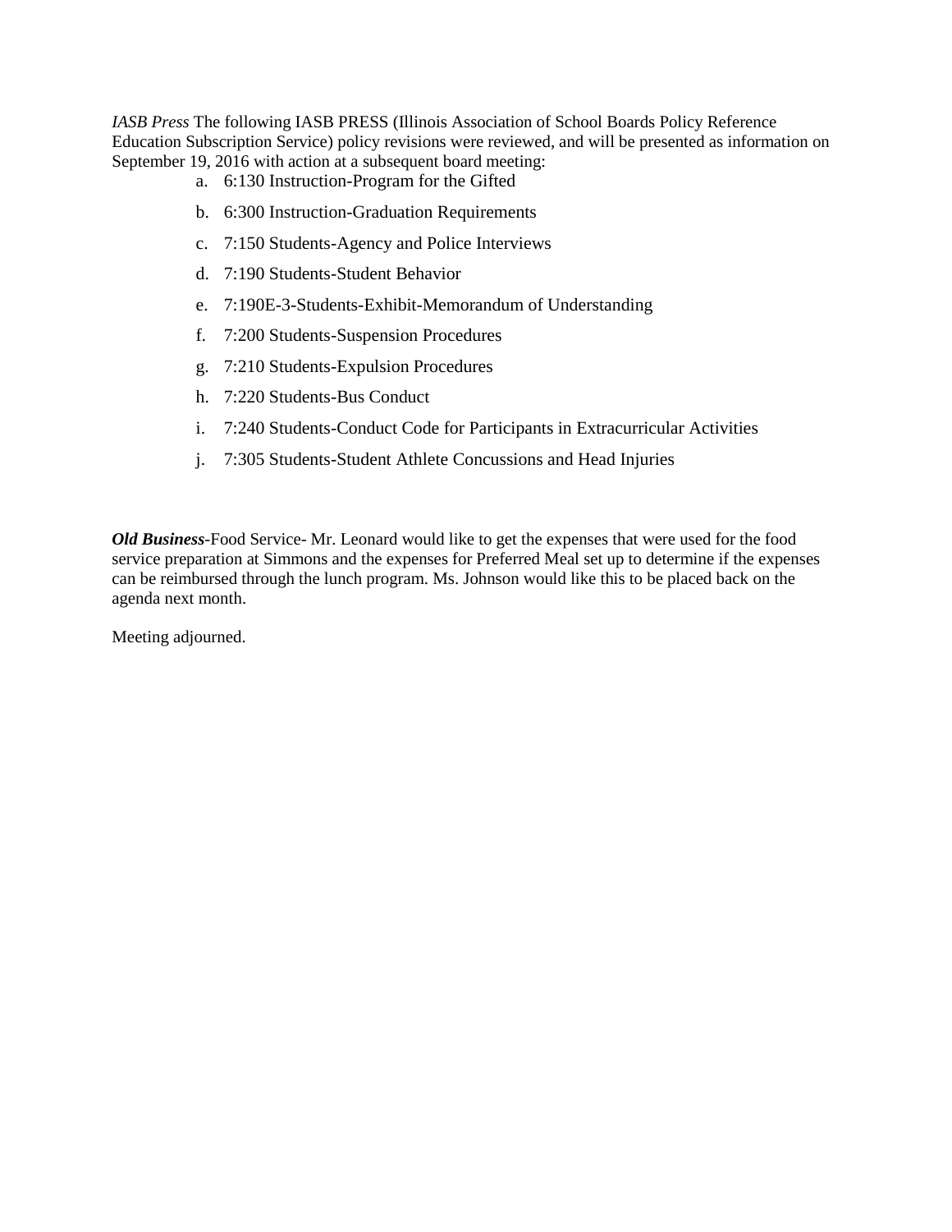*IASB Press* The following IASB PRESS (Illinois Association of School Boards Policy Reference Education Subscription Service) policy revisions were reviewed, and will be presented as information on September 19, 2016 with action at a subsequent board meeting:

a. 6:130 Instruction-Program for the Gifted
b. 6:300 Instruction-Graduation Requirements
c. 7:150 Students-Agency and Police Interviews
d. 7:190 Students-Student Behavior
e. 7:190E-3-Students-Exhibit-Memorandum of Understanding
f. 7:200 Students-Suspension Procedures
g. 7:210 Students-Expulsion Procedures
h. 7:220 Students-Bus Conduct
i. 7:240 Students-Conduct Code for Participants in Extracurricular Activities
j. 7:305 Students-Student Athlete Concussions and Head Injuries

***Old Business***-Food Service- Mr. Leonard would like to get the expenses that were used for the food service preparation at Simmons and the expenses for Preferred Meal set up to determine if the expenses can be reimbursed through the lunch program. Ms. Johnson would like this to be placed back on the agenda next month.

Meeting adjourned.